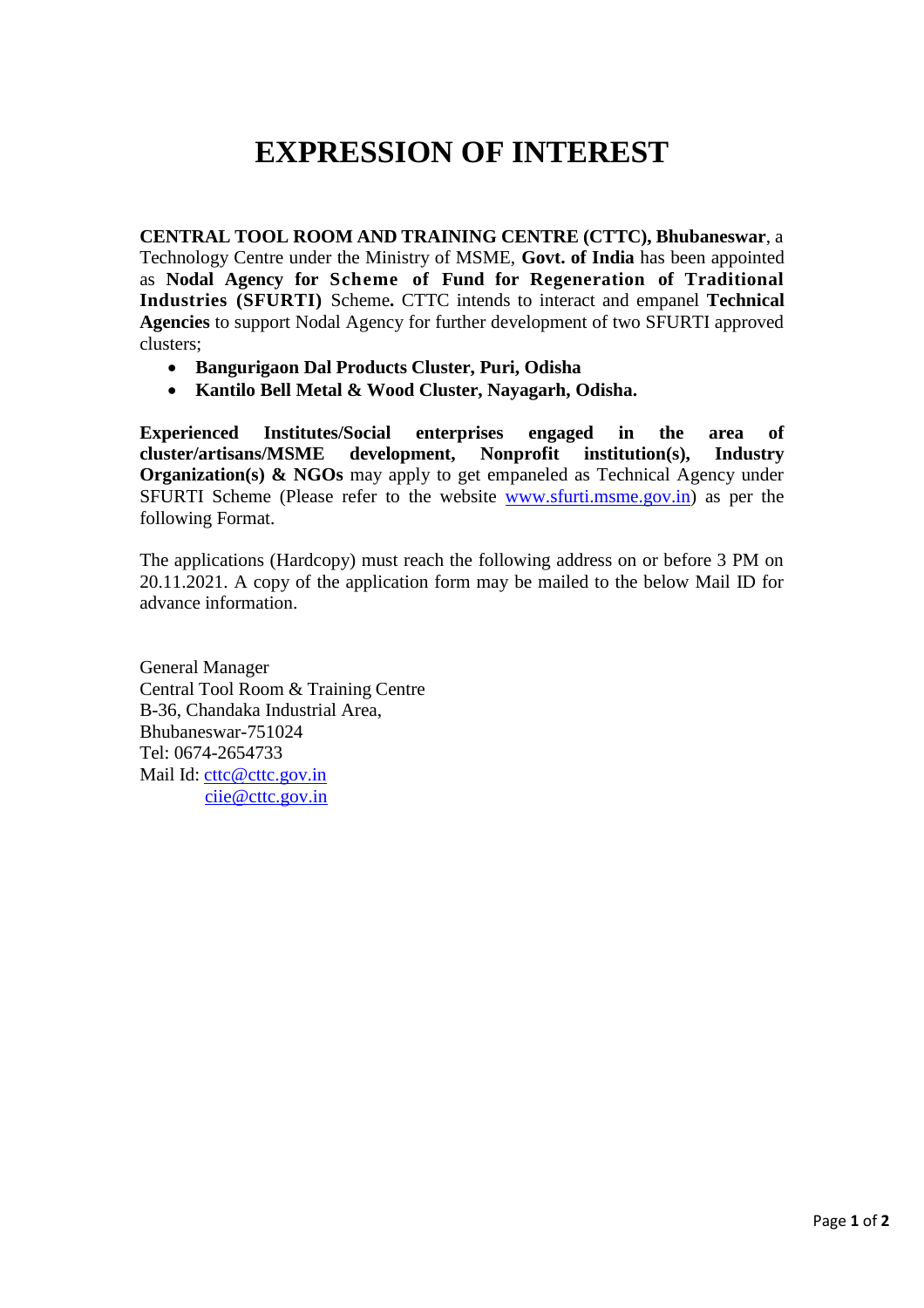# EXPRESSION OF INTEREST

**CENTRAL TOOL ROOM AND TRAINING CENTRE (CTTC), Bhubaneswar**, a Technology Centre under the Ministry of MSME, **Govt. of India** has been appointed as **Nodal Agency for Scheme of Fund for Regeneration of Traditional Industries (SFURTI)** Scheme**.** CTTC intends to interact and empanel **Technical Agencies** to support Nodal Agency for further development of two SFURTI approved clusters;

- **Bangurigaon Dal Products Cluster, Puri, Odisha**
- **Kantilo Bell Metal & Wood Cluster, Nayagarh, Odisha.**

**Experienced Institutes/Social enterprises engaged in the area of cluster/artisans/MSME development, Nonprofit institution(s), Industry Organization(s) & NGOs** may apply to get empaneled as Technical Agency under SFURTI Scheme (Please refer to the website www.sfurti.msme.gov.in) as per the following Format.

The applications (Hardcopy) must reach the following address on or before 3 PM on 20.11.2021. A copy of the application form may be mailed to the below Mail ID for advance information.

General Manager
Central Tool Room & Training Centre
B-36, Chandaka Industrial Area,
Bhubaneswar-751024
Tel: 0674-2654733
Mail Id: cttc@cttc.gov.in
ciie@cttc.gov.in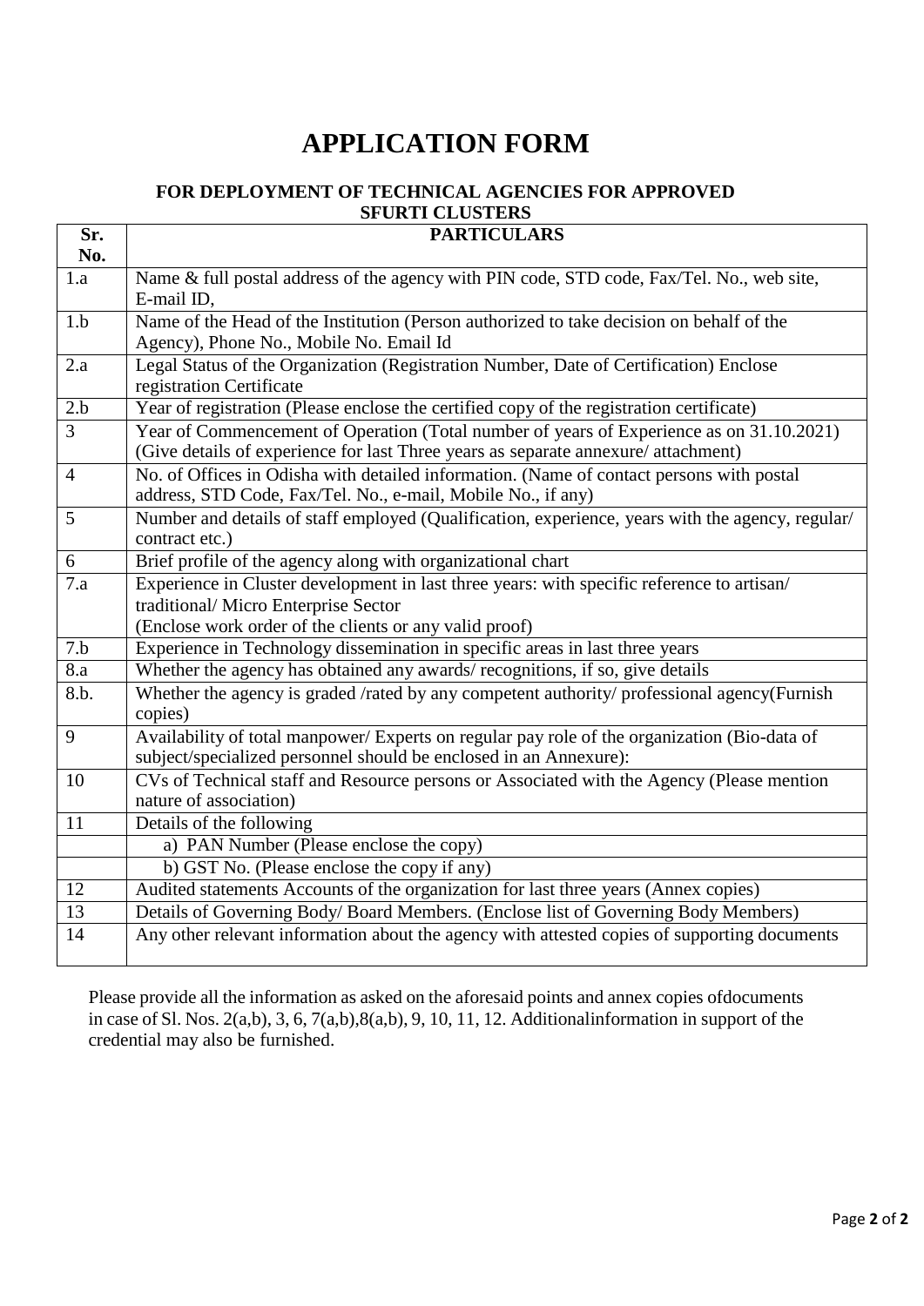# APPLICATION FORM

### FOR DEPLOYMENT OF TECHNICAL AGENCIES FOR APPROVED SFURTI CLUSTERS

| Sr. No. | PARTICULARS |
|---|---|
| 1.a | Name & full postal address of the agency with PIN code, STD code, Fax/Tel. No., web site, E-mail ID, |
| 1.b | Name of the Head of the Institution (Person authorized to take decision on behalf of the Agency), Phone No., Mobile No. Email Id |
| 2.a | Legal Status of the Organization (Registration Number, Date of Certification) Enclose registration Certificate |
| 2.b | Year of registration (Please enclose the certified copy of the registration certificate) |
| 3 | Year of Commencement of Operation (Total number of years of Experience as on 31.10.2021) (Give details of experience for last Three years as separate annexure/ attachment) |
| 4 | No. of Offices in Odisha with detailed information. (Name of contact persons with postal address, STD Code, Fax/Tel. No., e-mail, Mobile No., if any) |
| 5 | Number and details of staff employed (Qualification, experience, years with the agency, regular/ contract etc.) |
| 6 | Brief profile of the agency along with organizational chart |
| 7.a | Experience in Cluster development in last three years: with specific reference to artisan/ traditional/ Micro Enterprise Sector (Enclose work order of the clients or any valid proof) |
| 7.b | Experience in Technology dissemination in specific areas in last three years |
| 8.a | Whether the agency has obtained any awards/ recognitions, if so, give details |
| 8.b. | Whether the agency is graded /rated by any competent authority/ professional agency(Furnish copies) |
| 9 | Availability of total manpower/ Experts on regular pay role of the organization (Bio-data of subject/specialized personnel should be enclosed in an Annexure): |
| 10 | CVs of Technical staff and Resource persons or Associated with the Agency (Please mention nature of association) |
| 11 | Details of the following |
| | a) PAN Number (Please enclose the copy) |
| | b) GST No. (Please enclose the copy if any) |
| 12 | Audited statements Accounts of the organization for last three years (Annex copies) |
| 13 | Details of Governing Body/ Board Members. (Enclose list of Governing Body Members) |
| 14 | Any other relevant information about the agency with attested copies of supporting documents |

Please provide all the information as asked on the aforesaid points and annex copies ofdocuments in case of Sl. Nos. 2(a,b), 3, 6, 7(a,b),8(a,b), 9, 10, 11, 12. Additionalinformation in support of the credential may also be furnished.